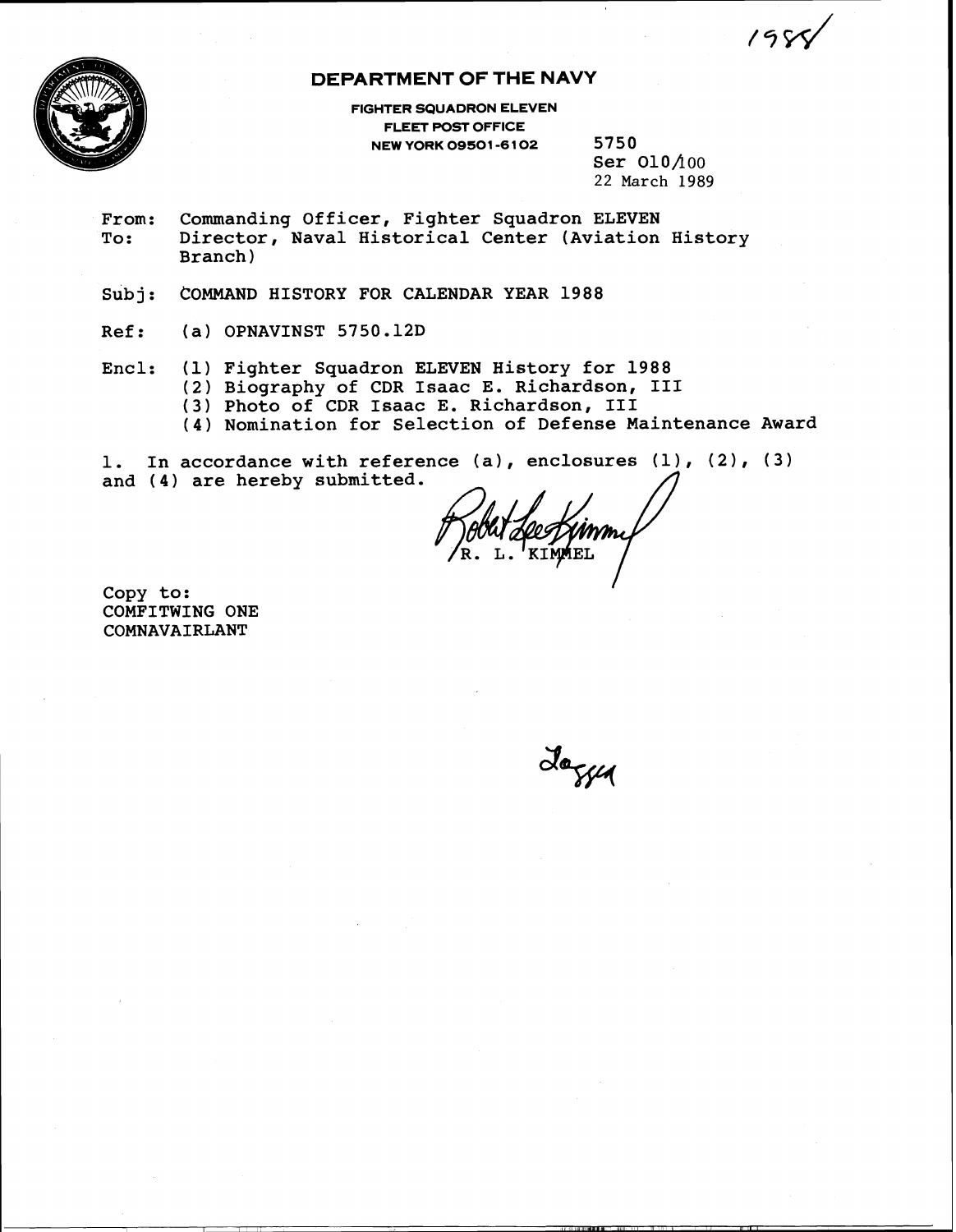1988

# DEPARTMENT OF THE NAVY

FIGHTER SQUADRON ELEVEN
FLEET POST OFFICE
NEW YORK 09501-6102

5750
Ser 010/100
22 March 1989

From: Commanding Officer, Fighter Squadron ELEVEN
To: Director, Naval Historical Center (Aviation History Branch)

Subj: COMMAND HISTORY FOR CALENDAR YEAR 1988

Ref: (a) OPNAVINST 5750.12D

Encl: (1) Fighter Squadron ELEVEN History for 1988
(2) Biography of CDR Isaac E. Richardson, III
(3) Photo of CDR Isaac E. Richardson, III
(4) Nomination for Selection of Defense Maintenance Award

1. In accordance with reference (a), enclosures (1), (2), (3) and (4) are hereby submitted.

Robert Lee Kimmel
R. L. KIMMEL

Copy to:
COMFITWING ONE
COMNAVAIRLANT

Logged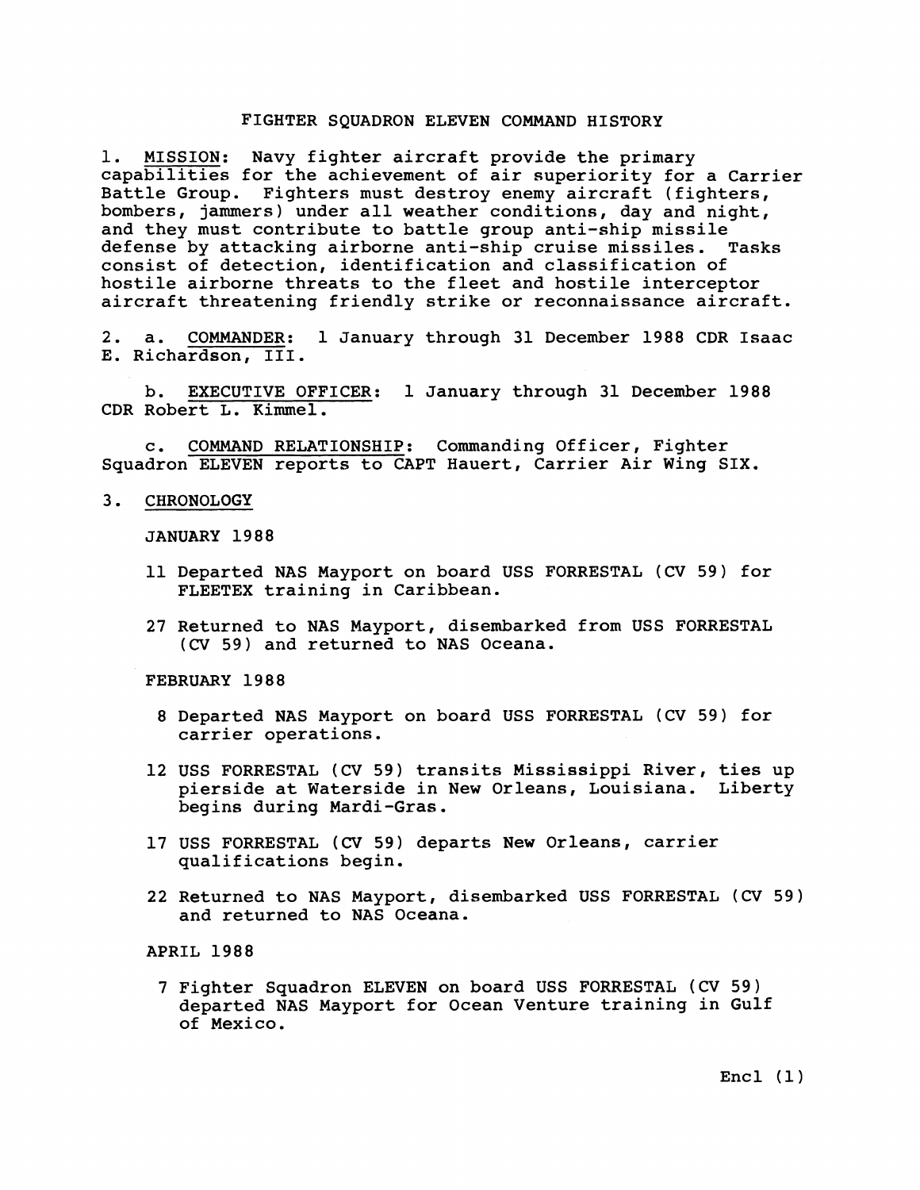FIGHTER SQUADRON ELEVEN COMMAND HISTORY

1. MISSION: Navy fighter aircraft provide the primary capabilities for the achievement of air superiority for a Carrier Battle Group. Fighters must destroy enemy aircraft (fighters, bombers, jammers) under all weather conditions, day and night, and they must contribute to battle group anti-ship missile defense by attacking airborne anti-ship cruise missiles. Tasks consist of detection, identification and classification of hostile airborne threats to the fleet and hostile interceptor aircraft threatening friendly strike or reconnaissance aircraft.

2. a. COMMANDER: 1 January through 31 December 1988 CDR Isaac E. Richardson, III.

b. EXECUTIVE OFFICER: 1 January through 31 December 1988 CDR Robert L. Kimmel.

c. COMMAND RELATIONSHIP: Commanding Officer, Fighter Squadron ELEVEN reports to CAPT Hauert, Carrier Air Wing SIX.

3. CHRONOLOGY

JANUARY 1988

11 Departed NAS Mayport on board USS FORRESTAL (CV 59) for FLEETEX training in Caribbean.

27 Returned to NAS Mayport, disembarked from USS FORRESTAL (CV 59) and returned to NAS Oceana.

FEBRUARY 1988

8 Departed NAS Mayport on board USS FORRESTAL (CV 59) for carrier operations.

12 USS FORRESTAL (CV 59) transits Mississippi River, ties up pierside at Waterside in New Orleans, Louisiana. Liberty begins during Mardi-Gras.

17 USS FORRESTAL (CV 59) departs New Orleans, carrier qualifications begin.

22 Returned to NAS Mayport, disembarked USS FORRESTAL (CV 59) and returned to NAS Oceana.

APRIL 1988

7 Fighter Squadron ELEVEN on board USS FORRESTAL (CV 59) departed NAS Mayport for Ocean Venture training in Gulf of Mexico.

Encl (1)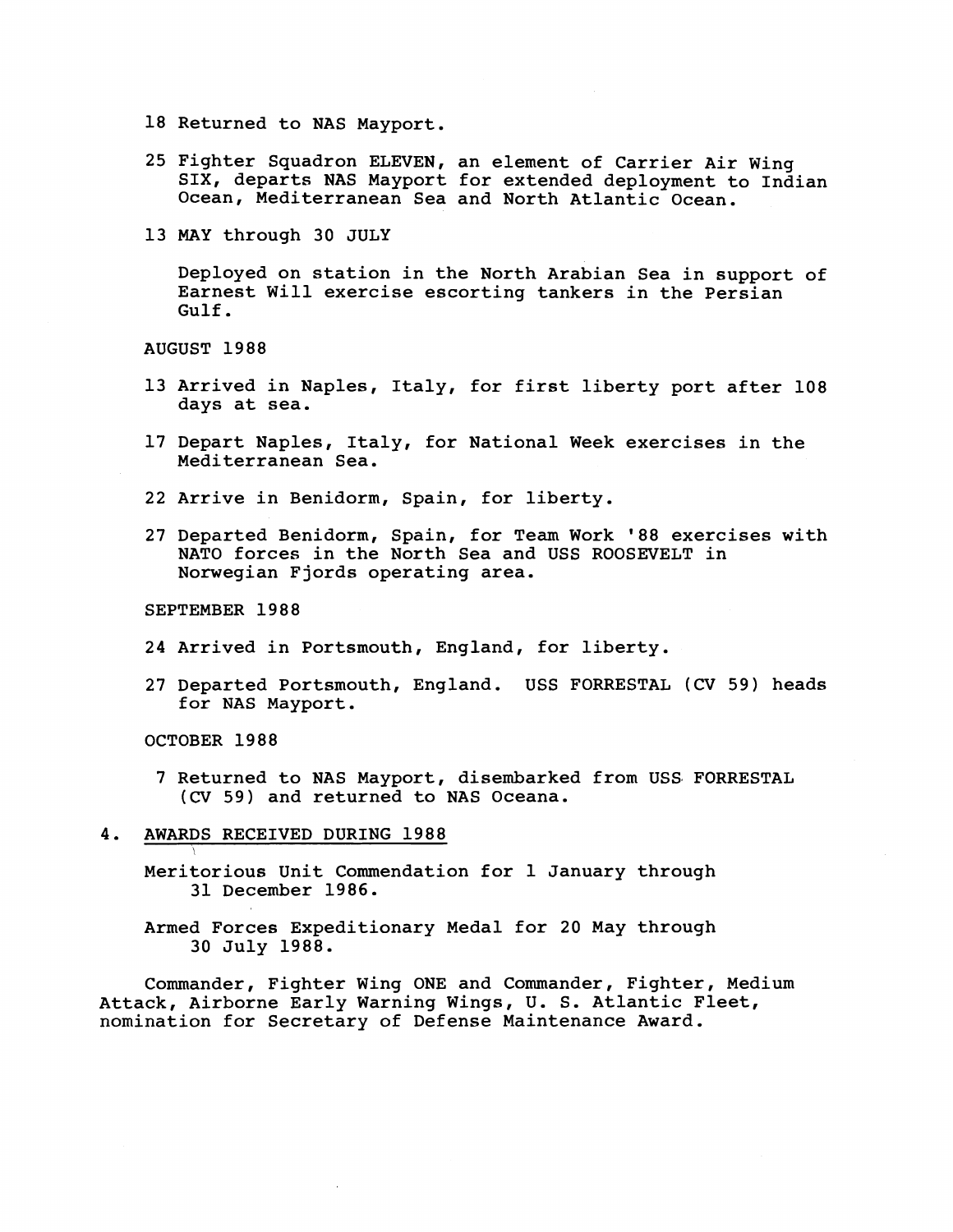18 Returned to NAS Mayport.

25 Fighter Squadron ELEVEN, an element of Carrier Air Wing SIX, departs NAS Mayport for extended deployment to Indian Ocean, Mediterranean Sea and North Atlantic Ocean.

13 MAY through 30 JULY

Deployed on station in the North Arabian Sea in support of Earnest Will exercise escorting tankers in the Persian Gulf.

AUGUST 1988

13 Arrived in Naples, Italy, for first liberty port after 108 days at sea.

17 Depart Naples, Italy, for National Week exercises in the Mediterranean Sea.

22 Arrive in Benidorm, Spain, for liberty.

27 Departed Benidorm, Spain, for Team Work '88 exercises with NATO forces in the North Sea and USS ROOSEVELT in Norwegian Fjords operating area.

SEPTEMBER 1988

24 Arrived in Portsmouth, England, for liberty.

27 Departed Portsmouth, England. USS FORRESTAL (CV 59) heads for NAS Mayport.

OCTOBER 1988

7 Returned to NAS Mayport, disembarked from USS FORRESTAL (CV 59) and returned to NAS Oceana.

4. AWARDS RECEIVED DURING 1988

Meritorious Unit Commendation for 1 January through 31 December 1986.

Armed Forces Expeditionary Medal for 20 May through 30 July 1988.

Commander, Fighter Wing ONE and Commander, Fighter, Medium Attack, Airborne Early Warning Wings, U. S. Atlantic Fleet, nomination for Secretary of Defense Maintenance Award.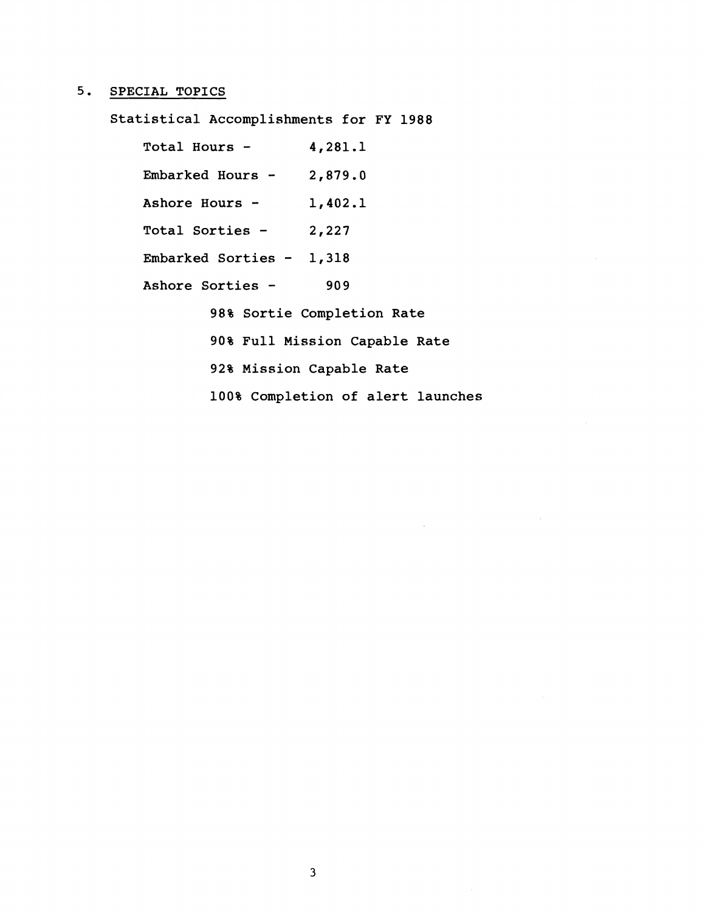## 5. SPECIAL TOPICS

Statistical Accomplishments for FY 1988

Total Hours - 4,281.1

Embarked Hours - 2,879.0

Ashore Hours - 1,402.1

Total Sorties - 2,227

Embarked Sorties - 1,318

Ashore Sorties - 909

98% Sortie Completion Rate

90% Full Mission Capable Rate

92% Mission Capable Rate

100% Completion of alert launches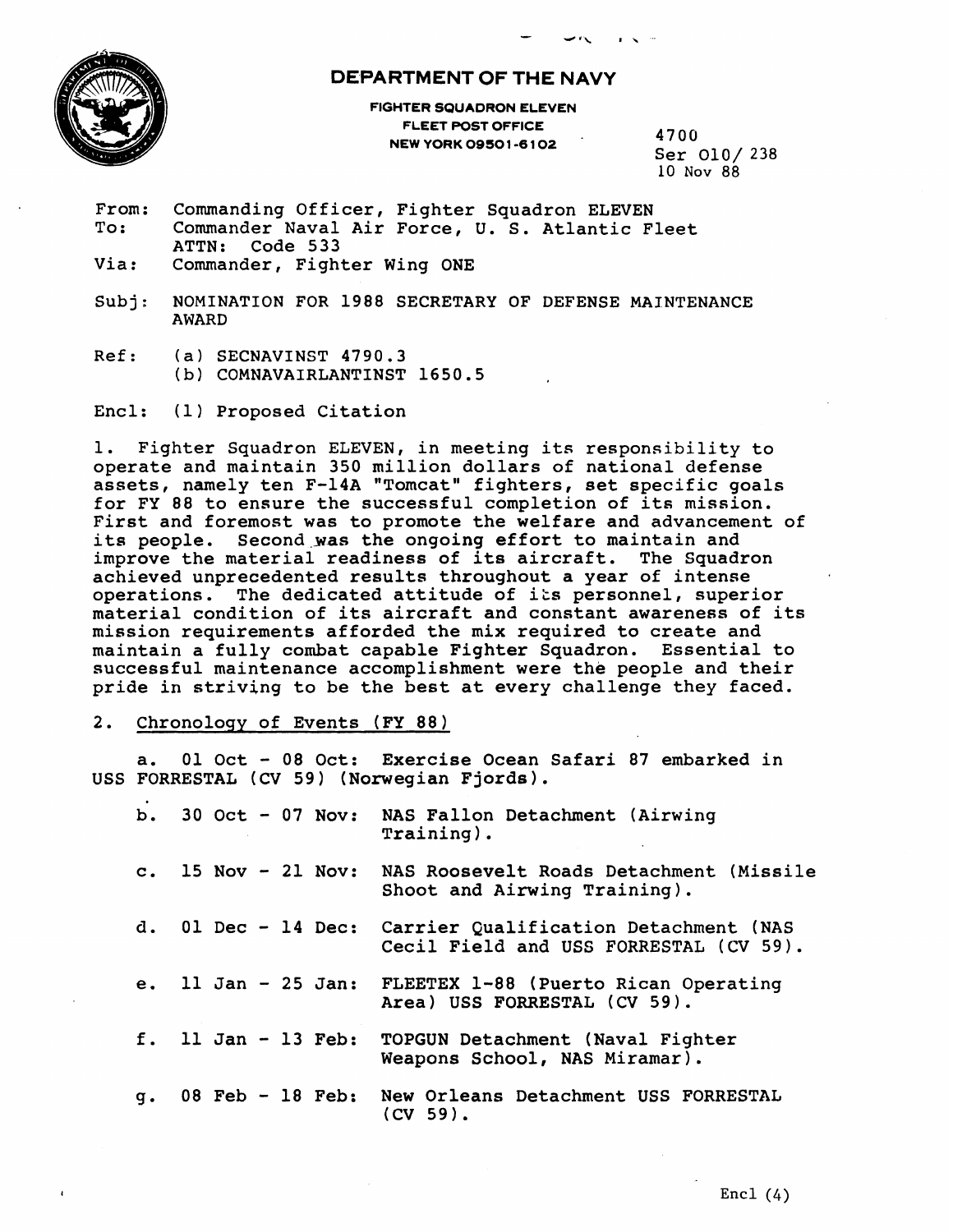**DEPARTMENT OF THE NAVY**

FIGHTER SQUADRON ELEVEN
FLEET POST OFFICE
NEW YORK 09501-6102

4700
Ser 010/ 238
10 Nov 88

From: Commanding Officer, Fighter Squadron ELEVEN
To: Commander Naval Air Force, U. S. Atlantic Fleet
ATTN: Code 533
Via: Commander, Fighter Wing ONE

Subj: NOMINATION FOR 1988 SECRETARY OF DEFENSE MAINTENANCE AWARD

Ref: (a) SECNAVINST 4790.3
(b) COMNAVAIRLANTINST 1650.5

Encl: (1) Proposed Citation

1. Fighter Squadron ELEVEN, in meeting its responsibility to operate and maintain 350 million dollars of national defense assets, namely ten F-14A "Tomcat" fighters, set specific goals for FY 88 to ensure the successful completion of its mission. First and foremost was to promote the welfare and advancement of its people. Second was the ongoing effort to maintain and improve the material readiness of its aircraft. The Squadron achieved unprecedented results throughout a year of intense operations. The dedicated attitude of its personnel, superior material condition of its aircraft and constant awareness of its mission requirements afforded the mix required to create and maintain a fully combat capable Fighter Squadron. Essential to successful maintenance accomplishment were the people and their pride in striving to be the best at every challenge they faced.

2. Chronology of Events (FY 88)

a. 01 Oct - 08 Oct: Exercise Ocean Safari 87 embarked in USS FORRESTAL (CV 59) (Norwegian Fjords).

b. 30 Oct - 07 Nov: NAS Fallon Detachment (Airwing Training).

c. 15 Nov - 21 Nov: NAS Roosevelt Roads Detachment (Missile Shoot and Airwing Training).

d. 01 Dec - 14 Dec: Carrier Qualification Detachment (NAS Cecil Field and USS FORRESTAL (CV 59).

e. 11 Jan - 25 Jan: FLEETEX 1-88 (Puerto Rican Operating Area) USS FORRESTAL (CV 59).

f. 11 Jan - 13 Feb: TOPGUN Detachment (Naval Fighter Weapons School, NAS Miramar).

g. 08 Feb - 18 Feb: New Orleans Detachment USS FORRESTAL (CV 59).

Encl (4)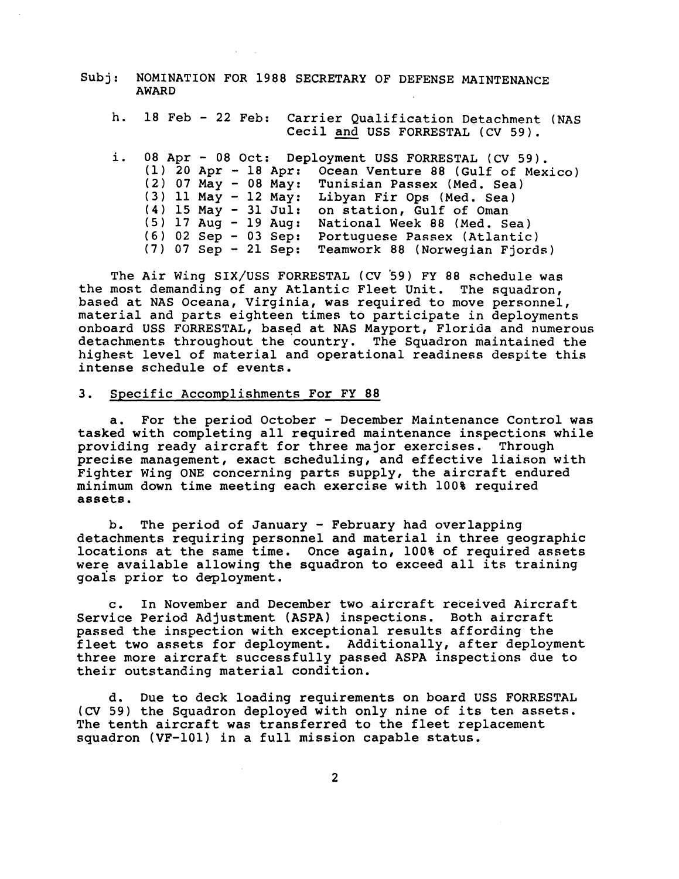Subj: NOMINATION FOR 1988 SECRETARY OF DEFENSE MAINTENANCE AWARD

h. 18 Feb - 22 Feb: Carrier Qualification Detachment (NAS Cecil and USS FORRESTAL (CV 59).

i. 08 Apr - 08 Oct: Deployment USS FORRESTAL (CV 59).
   (1) 20 Apr - 18 Apr: Ocean Venture 88 (Gulf of Mexico)
   (2) 07 May - 08 May: Tunisian Passex (Med. Sea)
   (3) 11 May - 12 May: Libyan Fir Ops (Med. Sea)
   (4) 15 May - 31 Jul: on station, Gulf of Oman
   (5) 17 Aug - 19 Aug: National Week 88 (Med. Sea)
   (6) 02 Sep - 03 Sep: Portuguese Passex (Atlantic)
   (7) 07 Sep - 21 Sep: Teamwork 88 (Norwegian Fjords)

The Air Wing SIX/USS FORRESTAL (CV 59) FY 88 schedule was the most demanding of any Atlantic Fleet Unit. The squadron, based at NAS Oceana, Virginia, was required to move personnel, material and parts eighteen times to participate in deployments onboard USS FORRESTAL, based at NAS Mayport, Florida and numerous detachments throughout the country. The Squadron maintained the highest level of material and operational readiness despite this intense schedule of events.

3. Specific Accomplishments For FY 88

a. For the period October - December Maintenance Control was tasked with completing all required maintenance inspections while providing ready aircraft for three major exercises. Through precise management, exact scheduling, and effective liaison with Fighter Wing ONE concerning parts supply, the aircraft endured minimum down time meeting each exercise with 100% required assets.

b. The period of January - February had overlapping detachments requiring personnel and material in three geographic locations at the same time. Once again, 100% of required assets were available allowing the squadron to exceed all its training goals prior to deployment.

c. In November and December two aircraft received Aircraft Service Period Adjustment (ASPA) inspections. Both aircraft passed the inspection with exceptional results affording the fleet two assets for deployment. Additionally, after deployment three more aircraft successfully passed ASPA inspections due to their outstanding material condition.

d. Due to deck loading requirements on board USS FORRESTAL (CV 59) the Squadron deployed with only nine of its ten assets. The tenth aircraft was transferred to the fleet replacement squadron (VF-101) in a full mission capable status.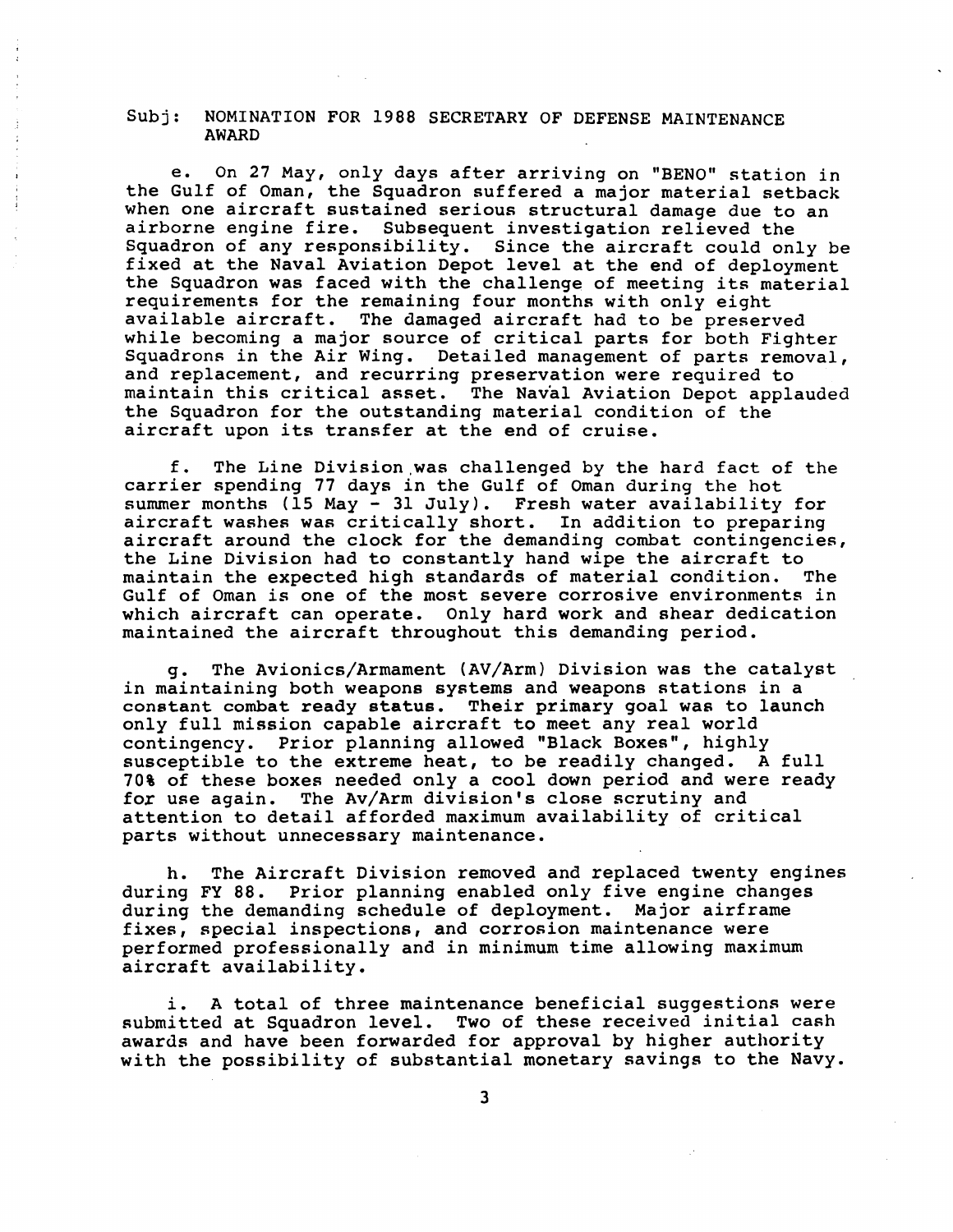Subj: NOMINATION FOR 1988 SECRETARY OF DEFENSE MAINTENANCE AWARD

e. On 27 May, only days after arriving on "BENO" station in the Gulf of Oman, the Squadron suffered a major material setback when one aircraft sustained serious structural damage due to an airborne engine fire. Subsequent investigation relieved the Squadron of any responsibility. Since the aircraft could only be fixed at the Naval Aviation Depot level at the end of deployment the Squadron was faced with the challenge of meeting its material requirements for the remaining four months with only eight available aircraft. The damaged aircraft had to be preserved while becoming a major source of critical parts for both Fighter Squadrons in the Air Wing. Detailed management of parts removal, and replacement, and recurring preservation were required to maintain this critical asset. The Naval Aviation Depot applauded the Squadron for the outstanding material condition of the aircraft upon its transfer at the end of cruise.

f. The Line Division was challenged by the hard fact of the carrier spending 77 days in the Gulf of Oman during the hot summer months (15 May - 31 July). Fresh water availability for aircraft washes was critically short. In addition to preparing aircraft around the clock for the demanding combat contingencies, the Line Division had to constantly hand wipe the aircraft to maintain the expected high standards of material condition. The Gulf of Oman is one of the most severe corrosive environments in which aircraft can operate. Only hard work and shear dedication maintained the aircraft throughout this demanding period.

g. The Avionics/Armament (AV/Arm) Division was the catalyst in maintaining both weapons systems and weapons stations in a constant combat ready status. Their primary goal was to launch only full mission capable aircraft to meet any real world contingency. Prior planning allowed "Black Boxes", highly susceptible to the extreme heat, to be readily changed. A full 70% of these boxes needed only a cool down period and were ready for use again. The Av/Arm division's close scrutiny and attention to detail afforded maximum availability of critical parts without unnecessary maintenance.

h. The Aircraft Division removed and replaced twenty engines during FY 88. Prior planning enabled only five engine changes during the demanding schedule of deployment. Major airframe fixes, special inspections, and corrosion maintenance were performed professionally and in minimum time allowing maximum aircraft availability.

i. A total of three maintenance beneficial suggestions were submitted at Squadron level. Two of these received initial cash awards and have been forwarded for approval by higher authority with the possibility of substantial monetary savings to the Navy.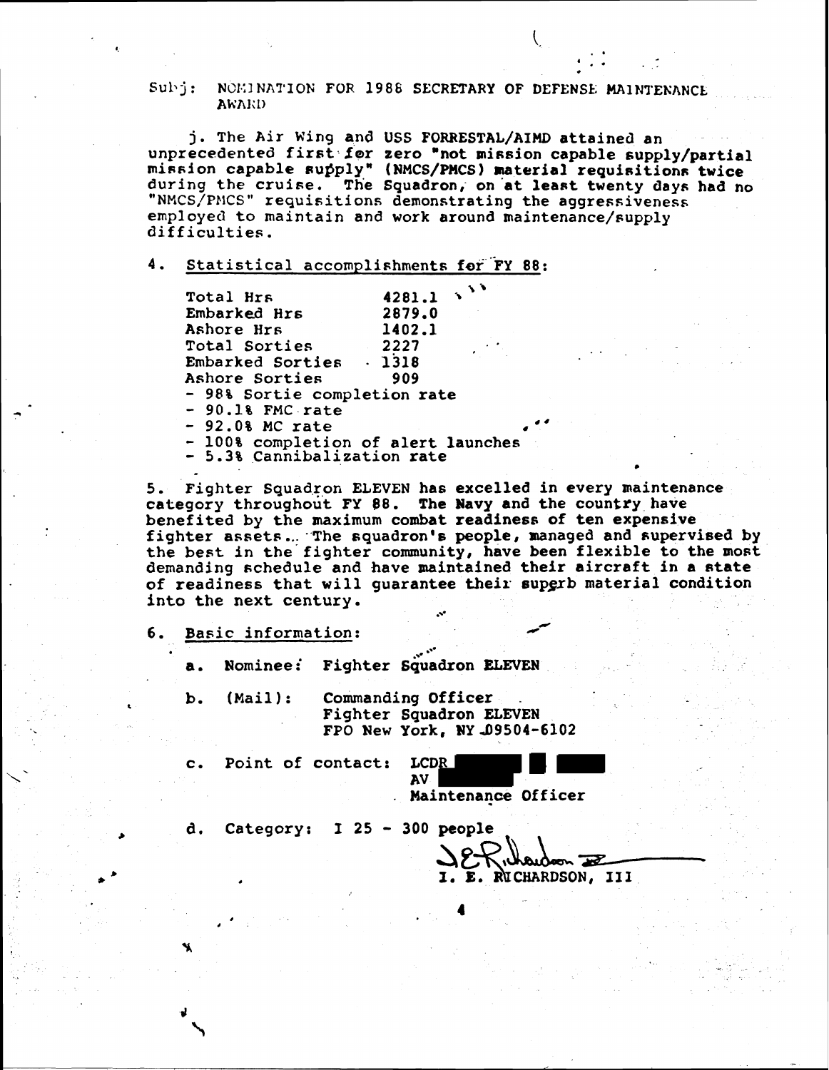Subj: NOMINATION FOR 1988 SECRETARY OF DEFENSE MAINTENANCE AWARD

j. The Air Wing and USS FORRESTAL/AIMD attained an unprecedented first for zero "not mission capable supply/partial mission capable supply" (NMCS/PMCS) material requisitions twice during the cruise. The Squadron, on at least twenty days had no "NMCS/PMCS" requisitions demonstrating the aggressiveness employed to maintain and work around maintenance/supply difficulties.

4. Statistical accomplishments for FY 88:

| | |
|---|---|
| Total Hrs | 4281.1 |
| Embarked Hrs | 2879.0 |
| Ashore Hrs | 1402.1 |
| Total Sorties | 2227 |
| Embarked Sorties | 1318 |
| Ashore Sorties | 909 |

- 98% Sortie completion rate
- 90.1% FMC rate
- 92.0% MC rate
- 100% completion of alert launches
- 5.3% Cannibalization rate

5. Fighter Squadron ELEVEN has excelled in every maintenance category throughout FY 88. The Navy and the country have benefited by the maximum combat readiness of ten expensive fighter assets. The squadron's people, managed and supervised by the best in the fighter community, have been flexible to the most demanding schedule and have maintained their aircraft in a state of readiness that will guarantee their superb material condition into the next century.

6. Basic information:

a. Nominee: Fighter Squadron ELEVEN

b. (Mail): Commanding Officer
Fighter Squadron ELEVEN
FPO New York, NY 09504-6102

c. Point of contact: LCDR
AV
Maintenance Officer

d. Category: I 25 - 300 people

I. E. RICHARDSON, III